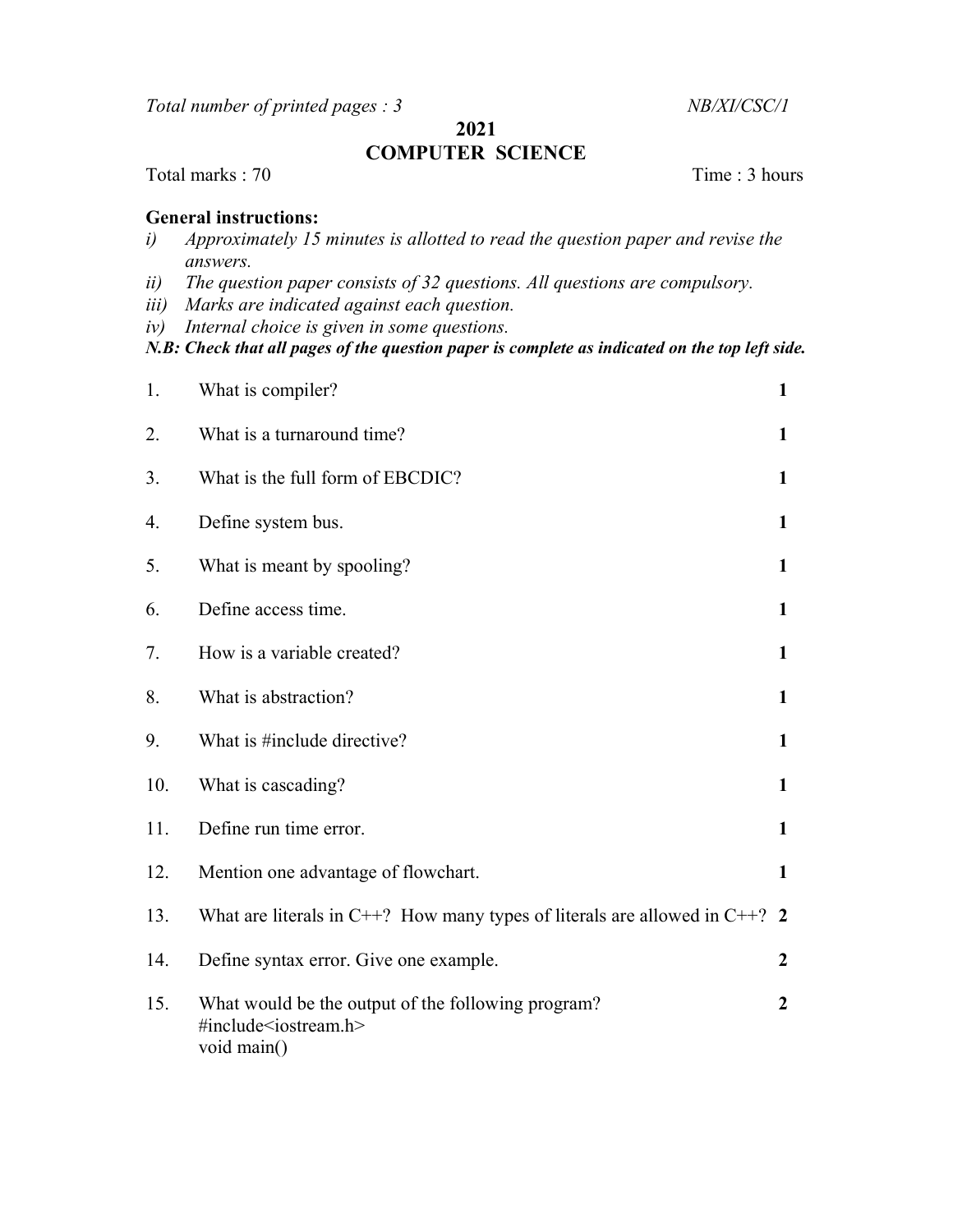*Total number of printed pages : 3* *NB/XI/CSC/1*

# 2021
# COMPUTER SCIENCE

Total marks : 70 Time : 3 hours

**General instructions:**

*i) Approximately 15 minutes is allotted to read the question paper and revise the answers.*
*ii) The question paper consists of 32 questions. All questions are compulsory.*
*iii) Marks are indicated against each question.*
*iv) Internal choice is given in some questions.*

***N.B: Check that all pages of the question paper is complete as indicated on the top left side.***

1. What is compiler? **1**

2. What is a turnaround time? **1**

3. What is the full form of EBCDIC? **1**

4. Define system bus. **1**

5. What is meant by spooling? **1**

6. Define access time. **1**

7. How is a variable created? **1**

8. What is abstraction? **1**

9. What is #include directive? **1**

10. What is cascading? **1**

11. Define run time error. **1**

12. Mention one advantage of flowchart. **1**

13. What are literals in C++? How many types of literals are allowed in C++? **2**

14. Define syntax error. Give one example. **2**

15. What would be the output of the following program? **2**

```
#include<iostream.h>
void main()
```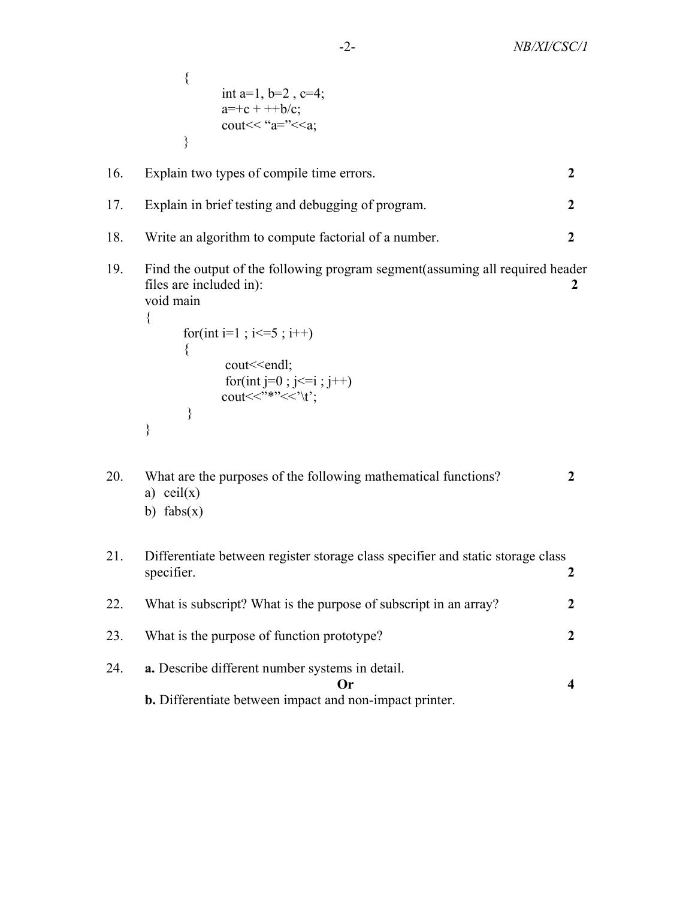```
{
        int a=1, b=2 , c=4;
        a=+c + ++b/c;
        cout<< "a="<<a;
}
```

16. Explain two types of compile time errors. **2**

17. Explain in brief testing and debugging of program. **2**

18. Write an algorithm to compute factorial of a number. **2**

19. Find the output of the following program segment(assuming all required header files are included in): **2**

```
void main
{
    for(int i=1 ; i<=5 ; i++)
    {
        cout<<endl;
        for(int j=0 ; j<=i ; j++)
        cout<<"*"<<'\t';
    }
}
```

20. What are the purposes of the following mathematical functions? **2**
    a) ceil(x)
    b) fabs(x)

21. Differentiate between register storage class specifier and static storage class specifier. **2**

22. What is subscript? What is the purpose of subscript in an array? **2**

23. What is the purpose of function prototype? **2**

24. **a.** Describe different number systems in detail.

    **Or** **4**

    **b.** Differentiate between impact and non-impact printer.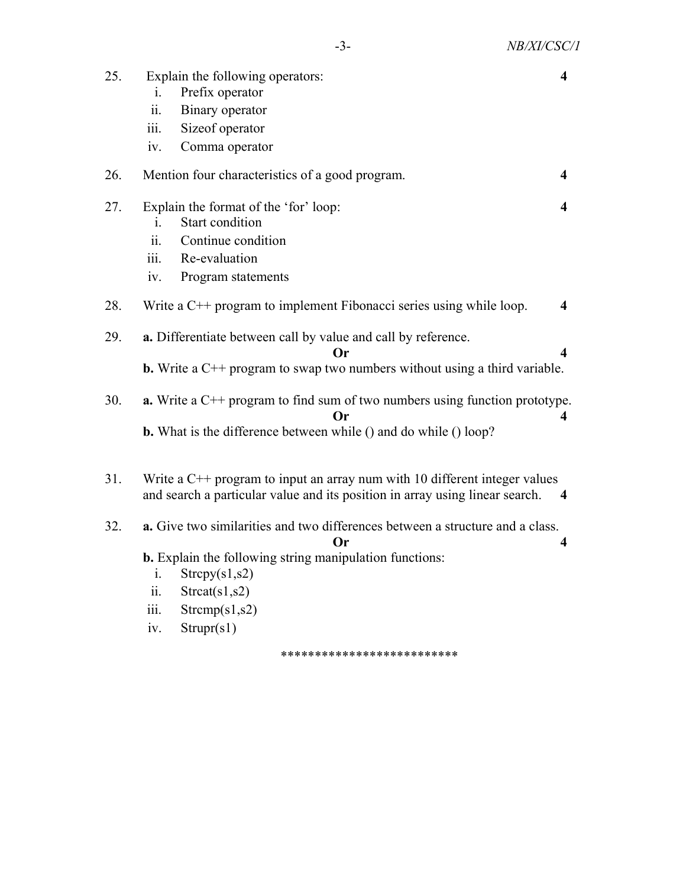25. Explain the following operators: **4**
    i. Prefix operator
    ii. Binary operator
    iii. Sizeof operator
    iv. Comma operator

26. Mention four characteristics of a good program. **4**

27. Explain the format of the 'for' loop: **4**
    i. Start condition
    ii. Continue condition
    iii. Re-evaluation
    iv. Program statements

28. Write a C++ program to implement Fibonacci series using while loop. **4**

29. **a.** Differentiate between call by value and call by reference.

    **Or** **4**

    **b.** Write a C++ program to swap two numbers without using a third variable.

30. **a.** Write a C++ program to find sum of two numbers using function prototype.

    **Or** **4**

    **b.** What is the difference between while () and do while () loop?

31. Write a C++ program to input an array num with 10 different integer values and search a particular value and its position in array using linear search. **4**

32. **a.** Give two similarities and two differences between a structure and a class.

    **Or** **4**

    **b.** Explain the following string manipulation functions:
    i. Strcpy(s1,s2)
    ii. Strcat(s1,s2)
    iii. Strcmp(s1,s2)
    iv. Strupr(s1)

*************************